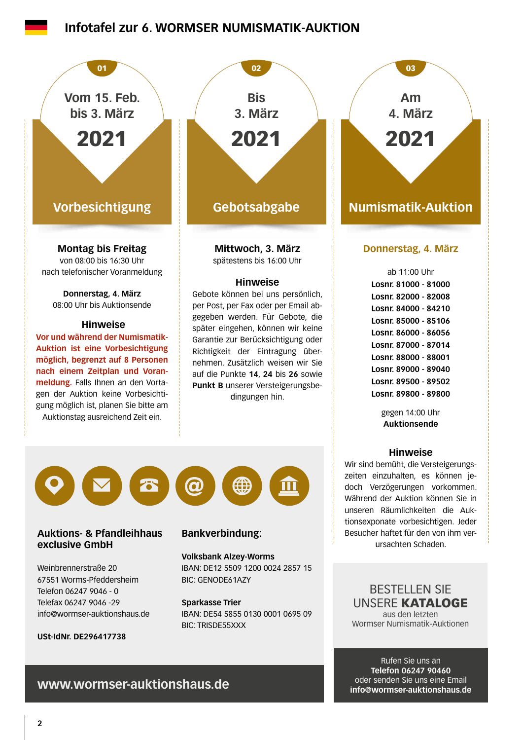# Infotafel zur 6. WORMSER NUMISMATIK-AUKTION

## 01 — Vom 15. Feb. bis 3. März 2021 — Vorbesichtigung

**Montag bis Freitag**
von 08:00 bis 16:30 Uhr
nach telefonischer Voranmeldung

**Donnerstag, 4. März**
08:00 Uhr bis Auktionsende

### Hinweise

**Vor und während der Numismatik-Auktion ist eine Vorbesichtigung möglich, begrenzt auf 8 Personen nach einem Zeitplan und Voranmeldung.** Falls Ihnen an den Vortagen der Auktion keine Vorbesichtigung möglich ist, planen Sie bitte am Auktionstag ausreichend Zeit ein.

## 02 — Bis 3. März 2021 — Gebotsabgabe

**Mittwoch, 3. März**
spätestens bis 16:00 Uhr

### Hinweise

Gebote können bei uns persönlich, per Post, per Fax oder per Email abgegeben werden. Für Gebote, die später eingehen, können wir keine Garantie zur Berücksichtigung oder Richtigkeit der Eintragung übernehmen. Zusätzlich weisen wir Sie auf die Punkte **14**, **24** bis **26** sowie **Punkt B** unserer Versteigerungsbedingungen hin.

## 03 — Am 4. März 2021 — Numismatik-Auktion

**Donnerstag, 4. März**

ab 11:00 Uhr
**Losnr. 81000 - 81000**
**Losnr. 82000 - 82008**
**Losnr. 84000 - 84210**
**Losnr. 85000 - 85106**
**Losnr. 86000 - 86056**
**Losnr. 87000 - 87014**
**Losnr. 88000 - 88001**
**Losnr. 89000 - 89040**
**Losnr. 89500 - 89502**
**Losnr. 89800 - 89800**

gegen 14:00 Uhr
**Auktionsende**

### Hinweise

Wir sind bemüht, die Versteigerungszeiten einzuhalten, es können jedoch Verzögerungen vorkommen. Während der Auktion können Sie in unseren Räumlichkeiten die Auktionsexponate vorbesichtigen. Jeder Besucher haftet für den von ihm verursachten Schaden.

### Auktions- & Pfandleihhaus exclusive GmbH

Weinbrennerstraße 20
67551 Worms-Pfeddersheim
Telefon 06247 9046 - 0
Telefax 06247 9046 -29
info@wormser-auktionshaus.de

**USt-IdNr. DE296417738**

### Bankverbindung:

**Volksbank Alzey-Worms**
IBAN: DE12 5509 1200 0024 2857 15
BIC: GENODE61AZY

**Sparkasse Trier**
IBAN: DE54 5855 0130 0001 0695 09
BIC: TRISDE55XXX

**www.wormser-auktionshaus.de**

BESTELLEN SIE UNSERE **KATALOGE**
aus den letzten Wormser Numismatik-Auktionen

Rufen Sie uns an
**Telefon 06247 90460**
oder senden Sie uns eine Email
**info@wormser-auktionshaus.de**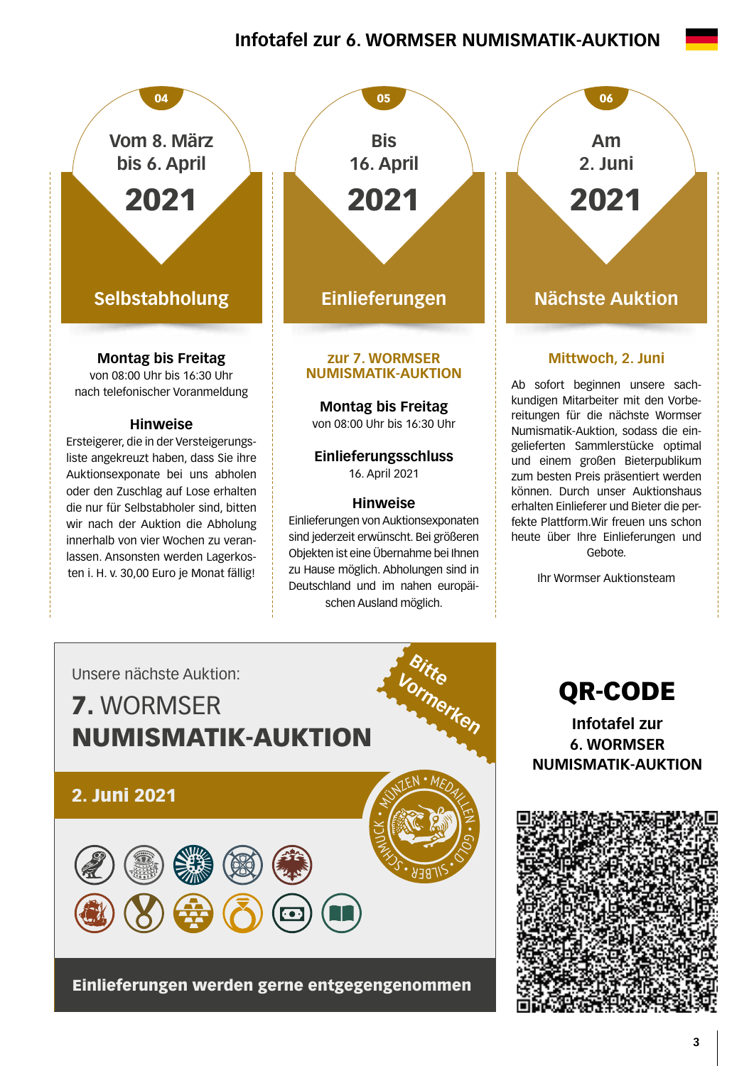# Infotafel zur 6. WORMSER NUMISMATIK-AUKTION

## 04 – Vom 8. März bis 6. April 2021

### Selbstabholung

**Montag bis Freitag**
von 08:00 Uhr bis 16:30 Uhr
nach telefonischer Voranmeldung

**Hinweise**

Ersteigerer, die in der Versteigerungsliste angekreuzt haben, dass Sie ihre Auktionsexponate bei uns abholen oder den Zuschlag auf Lose erhalten die nur für Selbstabholer sind, bitten wir nach der Auktion die Abholung innerhalb von vier Wochen zu veranlassen. Ansonsten werden Lagerkosten i. H. v. 30,00 Euro je Monat fällig!

## 05 – Bis 16. April 2021

### Einlieferungen

**zur 7. WORMSER NUMISMATIK-AUKTION**

**Montag bis Freitag**
von 08:00 Uhr bis 16:30 Uhr

**Einlieferungsschluss**
16. April 2021

**Hinweise**

Einlieferungen von Auktionsexponaten sind jederzeit erwünscht. Bei größeren Objekten ist eine Übernahme bei Ihnen zu Hause möglich. Abholungen sind in Deutschland und im nahen europäischen Ausland möglich.

## 06 – Am 2. Juni 2021

### Nächste Auktion

**Mittwoch, 2. Juni**

Ab sofort beginnen unsere sachkundigen Mitarbeiter mit den Vorbereitungen für die nächste Wormser Numismatik-Auktion, sodass die eingelieferten Sammlerstücke optimal und einem großen Bieterpublikum zum besten Preis präsentiert werden können. Durch unser Auktionshaus erhalten Einlieferer und Bieter die perfekte Plattform.Wir freuen uns schon heute über Ihre Einlieferungen und Gebote.

Ihr Wormser Auktionsteam

---

Unsere nächste Auktion:

**7.** WORMSER
**NUMISMATIK-AUKTION**

Bitte Vormerken

**2. Juni 2021**

MÜNZEN • MEDAILLEN • GOLD • SILBER • SCHMUCK

**Einlieferungen werden gerne entgegengenommen**

---

## QR-CODE

**Infotafel zur 6. WORMSER NUMISMATIK-AUKTION**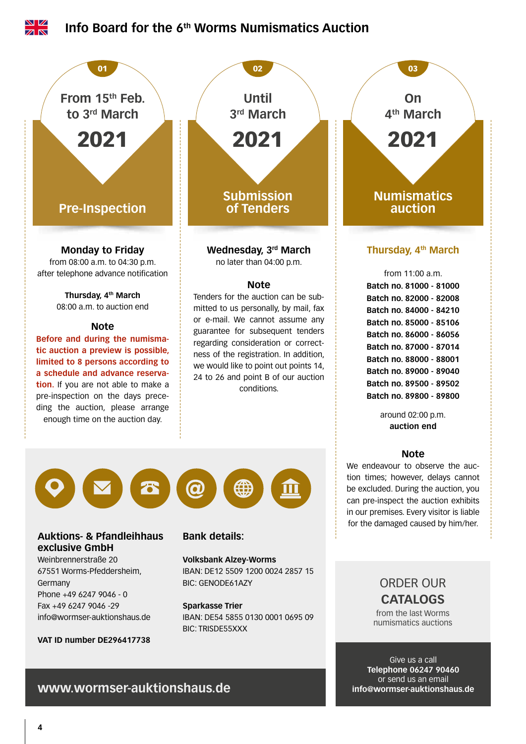# Info Board for the 6th Worms Numismatics Auction

## 01

From 15th Feb. to 3rd March

**2021**

### Pre-Inspection

**Monday to Friday**
from 08:00 a.m. to 04:30 p.m.
after telephone advance notification

**Thursday, 4th March**
08:00 a.m. to auction end

**Note**

**Before and during the numismatic auction a preview is possible, limited to 8 persons according to a schedule and advance reservation.** If you are not able to make a pre-inspection on the days preceding the auction, please arrange enough time on the auction day.

## 02

Until 3rd March

**2021**

### Submission of Tenders

**Wednesday, 3rd March**
no later than 04:00 p.m.

**Note**

Tenders for the auction can be submitted to us personally, by mail, fax or e-mail. We cannot assume any guarantee for subsequent tenders regarding consideration or correctness of the registration. In addition, we would like to point out points 14, 24 to 26 and point B of our auction conditions.

## 03

On 4th March

**2021**

### Numismatics auction

**Thursday, 4th March**

from 11:00 a.m.

**Batch no. 81000 - 81000**
**Batch no. 82000 - 82008**
**Batch no. 84000 - 84210**
**Batch no. 85000 - 85106**
**Batch no. 86000 - 86056**
**Batch no. 87000 - 87014**
**Batch no. 88000 - 88001**
**Batch no. 89000 - 89040**
**Batch no. 89500 - 89502**
**Batch no. 89800 - 89800**

around 02:00 p.m.
**auction end**

**Note**

We endeavour to observe the auction times; however, delays cannot be excluded. During the auction, you can pre-inspect the auction exhibits in our premises. Every visitor is liable for the damaged caused by him/her.

---

**Auktions- & Pfandleihhaus exclusive GmbH**
Weinbrennerstraße 20
67551 Worms-Pfeddersheim,
Germany
Phone +49 6247 9046 - 0
Fax +49 6247 9046 -29
info@wormser-auktionshaus.de

**VAT ID number DE296417738**

**Bank details:**

**Volksbank Alzey-Worms**
IBAN: DE12 5509 1200 0024 2857 15
BIC: GENODE61AZY

**Sparkasse Trier**
IBAN: DE54 5855 0130 0001 0695 09
BIC: TRISDE55XXX

**www.wormser-auktionshaus.de**

ORDER OUR **CATALOGS**
from the last Worms numismatics auctions

Give us a call
**Telephone 06247 90460**
or send us an email
**info@wormser-auktionshaus.de**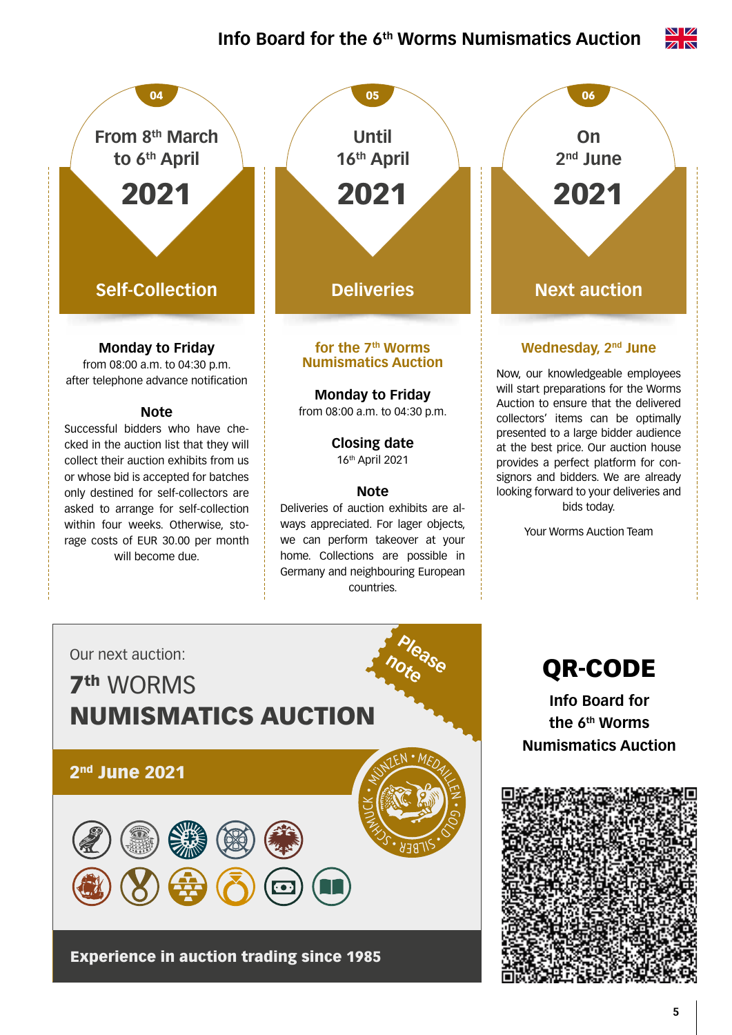# Info Board for the 6th Worms Numismatics Auction

## 04

From 8th March to 6th April

**2021**

### Self-Collection

**Monday to Friday**
from 08:00 a.m. to 04:30 p.m.
after telephone advance notification

**Note**
Successful bidders who have checked in the auction list that they will collect their auction exhibits from us or whose bid is accepted for batches only destined for self-collectors are asked to arrange for self-collection within four weeks. Otherwise, storage costs of EUR 30.00 per month will become due.

## 05

Until 16th April

**2021**

### Deliveries

**for the 7th Worms Numismatics Auction**

**Monday to Friday**
from 08:00 a.m. to 04:30 p.m.

**Closing date**
16th April 2021

**Note**
Deliveries of auction exhibits are always appreciated. For lager objects, we can perform takeover at your home. Collections are possible in Germany and neighbouring European countries.

## 06

On 2nd June

**2021**

### Next auction

**Wednesday, 2nd June**

Now, our knowledgeable employees will start preparations for the Worms Auction to ensure that the delivered collectors' items can be optimally presented to a large bidder audience at the best price. Our auction house provides a perfect platform for consignors and bidders. We are already looking forward to your deliveries and bids today.

Your Worms Auction Team

---

Please note

Our next auction:

**7th WORMS NUMISMATICS AUCTION**

**2nd June 2021**

MÜNZEN • MEDAILLEN • GOLD • SILBER • SCHMUCK

**Experience in auction trading since 1985**

## QR-CODE

**Info Board for the 6th Worms Numismatics Auction**